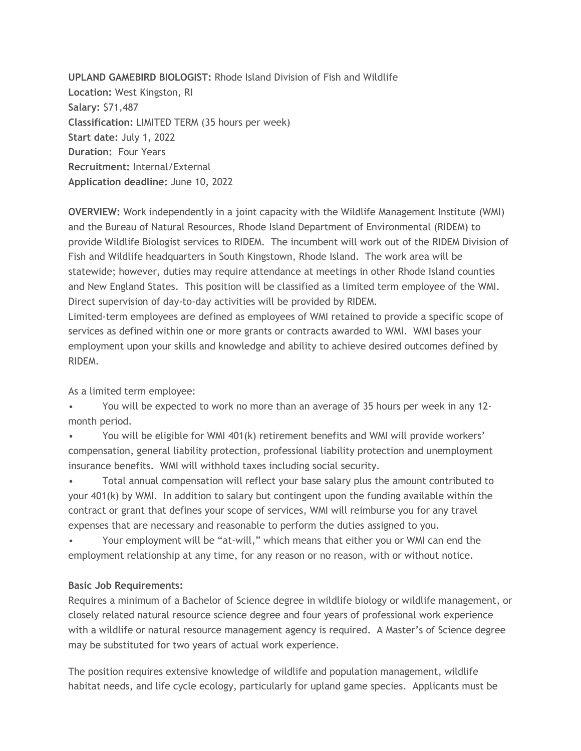**UPLAND GAMEBIRD BIOLOGIST:** Rhode Island Division of Fish and Wildlife
**Location:** West Kingston, RI
**Salary:** $71,487
**Classification:** LIMITED TERM (35 hours per week)
**Start date:** July 1, 2022
**Duration:** Four Years
**Recruitment:** Internal/External
**Application deadline:** June 10, 2022

**OVERVIEW:** Work independently in a joint capacity with the Wildlife Management Institute (WMI) and the Bureau of Natural Resources, Rhode Island Department of Environmental (RIDEM) to provide Wildlife Biologist services to RIDEM. The incumbent will work out of the RIDEM Division of Fish and Wildlife headquarters in South Kingstown, Rhode Island. The work area will be statewide; however, duties may require attendance at meetings in other Rhode Island counties and New England States. This position will be classified as a limited term employee of the WMI. Direct supervision of day-to-day activities will be provided by RIDEM.
Limited-term employees are defined as employees of WMI retained to provide a specific scope of services as defined within one or more grants or contracts awarded to WMI. WMI bases your employment upon your skills and knowledge and ability to achieve desired outcomes defined by RIDEM.

As a limited term employee:

- You will be expected to work no more than an average of 35 hours per week in any 12-month period.
- You will be eligible for WMI 401(k) retirement benefits and WMI will provide workers' compensation, general liability protection, professional liability protection and unemployment insurance benefits. WMI will withhold taxes including social security.
- Total annual compensation will reflect your base salary plus the amount contributed to your 401(k) by WMI. In addition to salary but contingent upon the funding available within the contract or grant that defines your scope of services, WMI will reimburse you for any travel expenses that are necessary and reasonable to perform the duties assigned to you.
- Your employment will be "at-will," which means that either you or WMI can end the employment relationship at any time, for any reason or no reason, with or without notice.

**Basic Job Requirements:**
Requires a minimum of a Bachelor of Science degree in wildlife biology or wildlife management, or closely related natural resource science degree and four years of professional work experience with a wildlife or natural resource management agency is required. A Master's of Science degree may be substituted for two years of actual work experience.

The position requires extensive knowledge of wildlife and population management, wildlife habitat needs, and life cycle ecology, particularly for upland game species. Applicants must be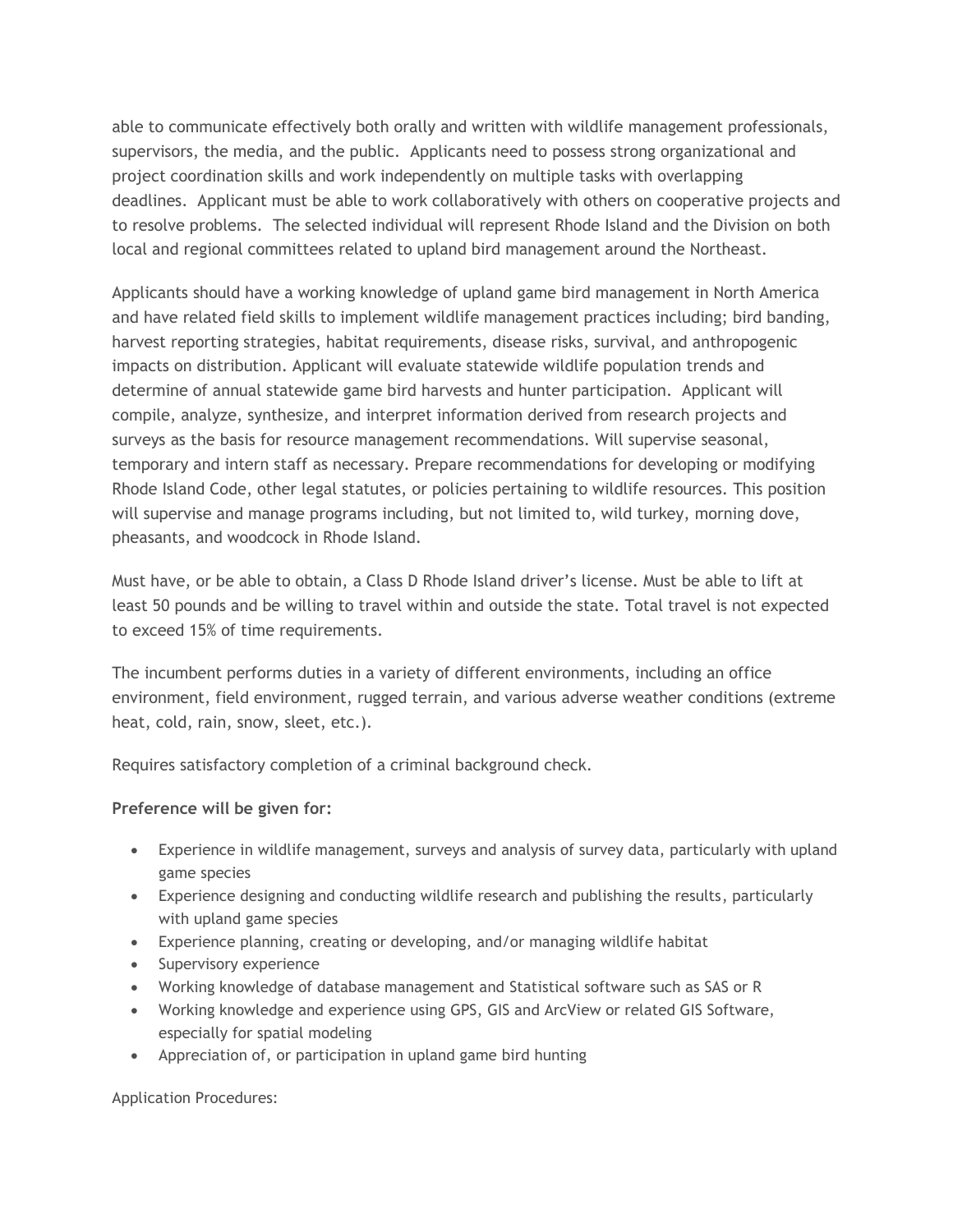able to communicate effectively both orally and written with wildlife management professionals, supervisors, the media, and the public. Applicants need to possess strong organizational and project coordination skills and work independently on multiple tasks with overlapping deadlines. Applicant must be able to work collaboratively with others on cooperative projects and to resolve problems. The selected individual will represent Rhode Island and the Division on both local and regional committees related to upland bird management around the Northeast.

Applicants should have a working knowledge of upland game bird management in North America and have related field skills to implement wildlife management practices including; bird banding, harvest reporting strategies, habitat requirements, disease risks, survival, and anthropogenic impacts on distribution. Applicant will evaluate statewide wildlife population trends and determine of annual statewide game bird harvests and hunter participation. Applicant will compile, analyze, synthesize, and interpret information derived from research projects and surveys as the basis for resource management recommendations. Will supervise seasonal, temporary and intern staff as necessary. Prepare recommendations for developing or modifying Rhode Island Code, other legal statutes, or policies pertaining to wildlife resources. This position will supervise and manage programs including, but not limited to, wild turkey, morning dove, pheasants, and woodcock in Rhode Island.

Must have, or be able to obtain, a Class D Rhode Island driver's license. Must be able to lift at least 50 pounds and be willing to travel within and outside the state. Total travel is not expected to exceed 15% of time requirements.

The incumbent performs duties in a variety of different environments, including an office environment, field environment, rugged terrain, and various adverse weather conditions (extreme heat, cold, rain, snow, sleet, etc.).

Requires satisfactory completion of a criminal background check.

**Preference will be given for:**

- Experience in wildlife management, surveys and analysis of survey data, particularly with upland game species
- Experience designing and conducting wildlife research and publishing the results, particularly with upland game species
- Experience planning, creating or developing, and/or managing wildlife habitat
- Supervisory experience
- Working knowledge of database management and Statistical software such as SAS or R
- Working knowledge and experience using GPS, GIS and ArcView or related GIS Software, especially for spatial modeling
- Appreciation of, or participation in upland game bird hunting

Application Procedures: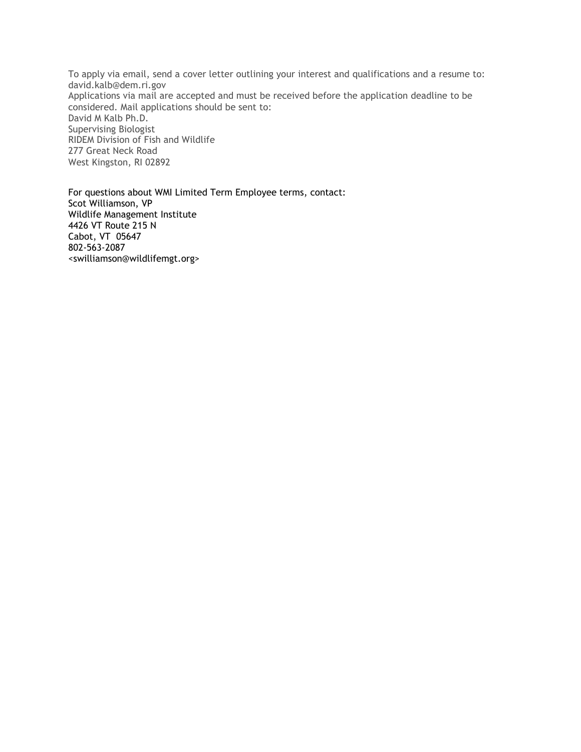To apply via email, send a cover letter outlining your interest and qualifications and a resume to:
david.kalb@dem.ri.gov
Applications via mail are accepted and must be received before the application deadline to be considered. Mail applications should be sent to:
David M Kalb Ph.D.
Supervising Biologist
RIDEM Division of Fish and Wildlife
277 Great Neck Road
West Kingston, RI 02892

For questions about WMI Limited Term Employee terms, contact:
Scot Williamson, VP
Wildlife Management Institute
4426 VT Route 215 N
Cabot, VT 05647
802-563-2087
<swilliamson@wildlifemgt.org>